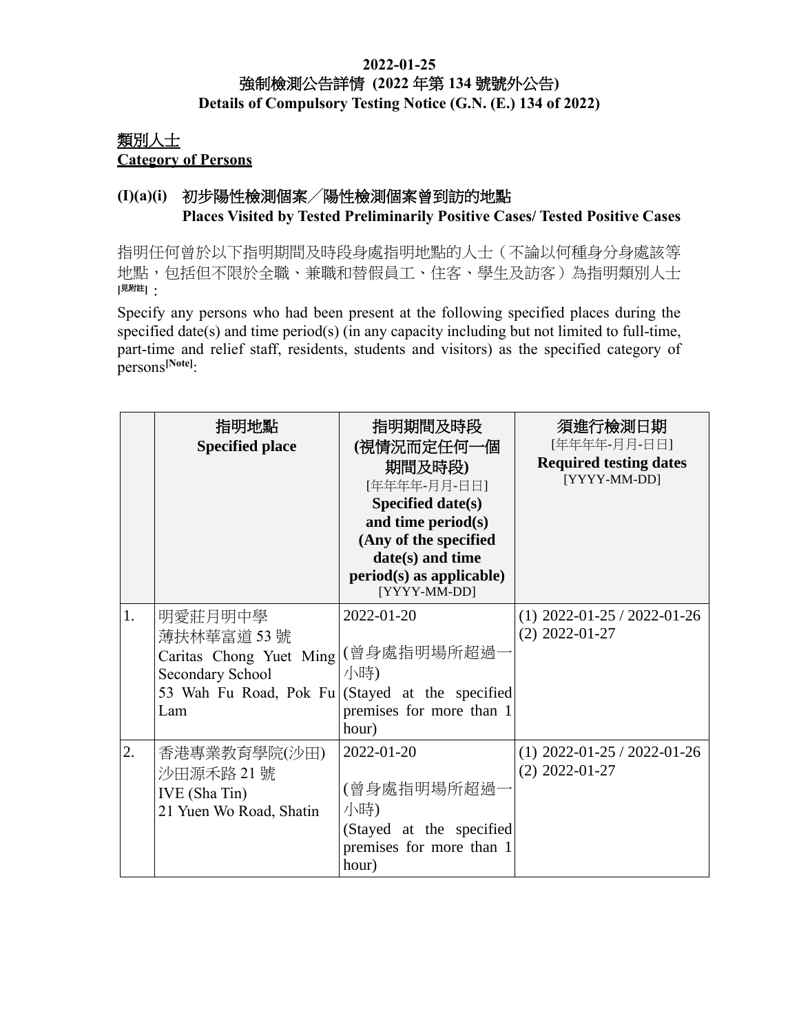**2022-01-25**
**強制檢測公告詳情 (2022 年第 134 號號外公告)**
**Details of Compulsory Testing Notice (G.N. (E.) 134 of 2022)**

## 類別人士
## Category of Persons

### (I)(a)(i) 初步陽性檢測個案／陽性檢測個案曾到訪的地點 Places Visited by Tested Preliminarily Positive Cases/ Tested Positive Cases

指明任何曾於以下指明期間及時段身處指明地點的人士（不論以何種身分身處該等地點，包括但不限於全職、兼職和替假員工、住客、學生及訪客）為指明類別人士[見附註]：

Specify any persons who had been present at the following specified places during the specified date(s) and time period(s) (in any capacity including but not limited to full-time, part-time and relief staff, residents, students and visitors) as the specified category of persons[Note]:

| | 指明地點<br>**Specified place** | 指明期間及時段<br>(視情況而定任何一個期間及時段)<br>[年年年年-月月-日日]<br>**Specified date(s) and time period(s) (Any of the specified date(s) and time period(s) as applicable)**<br>[YYYY-MM-DD] | 須進行檢測日期<br>[年年年年-月月-日日]<br>**Required testing dates**<br>[YYYY-MM-DD] |
|---|---|---|---|
| 1. | 明愛莊月明中學<br>薄扶林華富道 53 號<br>Caritas Chong Yuet Ming Secondary School<br>53 Wah Fu Road, Pok Fu Lam | 2022-01-20<br>(曾身處指明場所超過一小時)<br>(Stayed at the specified premises for more than 1 hour) | (1) 2022-01-25 / 2022-01-26<br>(2) 2022-01-27 |
| 2. | 香港專業教育學院(沙田)<br>沙田源禾路 21 號<br>IVE (Sha Tin)<br>21 Yuen Wo Road, Shatin | 2022-01-20<br>(曾身處指明場所超過一小時)<br>(Stayed at the specified premises for more than 1 hour) | (1) 2022-01-25 / 2022-01-26<br>(2) 2022-01-27 |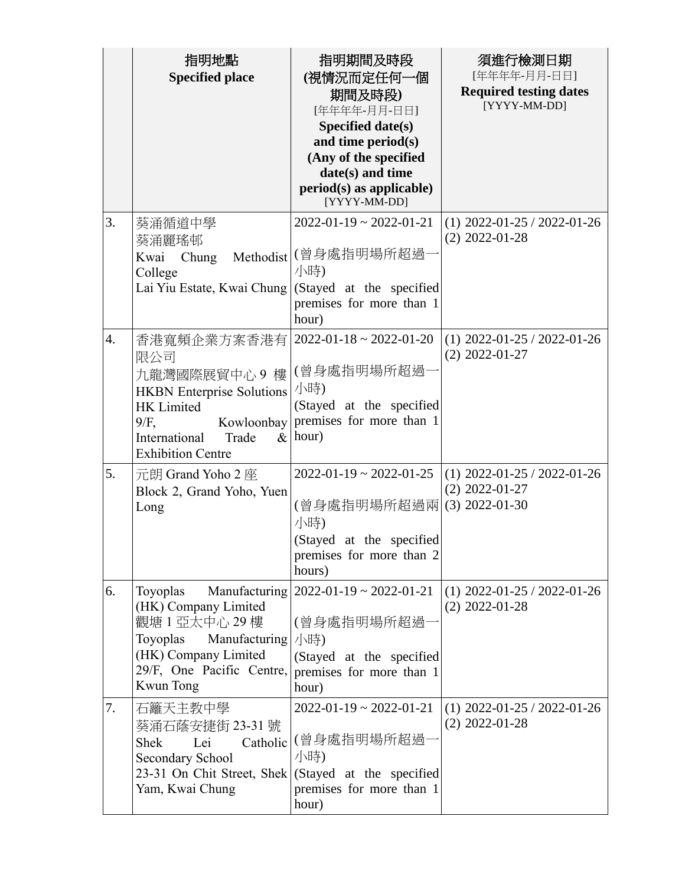| | 指明地點<br>**Specified place** | 指明期間及時段<br>**(視情況而定任何一個期間及時段)**<br>[年年年年-月月-日日]<br>**Specified date(s) and time period(s) (Any of the specified date(s) and time period(s) as applicable)**<br>[YYYY-MM-DD] | 須進行檢測日期<br>[年年年年-月月-日日]<br>**Required testing dates**<br>[YYYY-MM-DD] |
|---|---|---|---|
| 3. | 葵涌循道中學<br>葵涌麗瑤邨<br>Kwai Chung Methodist College<br>Lai Yiu Estate, Kwai Chung | 2022-01-19 ~ 2022-01-21<br><br>(曾身處指明場所超過一小時)<br>(Stayed at the specified premises for more than 1 hour) | (1) 2022-01-25 / 2022-01-26<br>(2) 2022-01-28 |
| 4. | 香港寬頻企業方案香港有限公司<br>九龍灣國際展貿中心 9 樓<br>HKBN Enterprise Solutions HK Limited<br>9/F, Kowloonbay International Trade & Exhibition Centre | 2022-01-18 ~ 2022-01-20<br><br>(曾身處指明場所超過一小時)<br>(Stayed at the specified premises for more than 1 hour) | (1) 2022-01-25 / 2022-01-26<br>(2) 2022-01-27 |
| 5. | 元朗 Grand Yoho 2 座<br>Block 2, Grand Yoho, Yuen Long | 2022-01-19 ~ 2022-01-25<br><br>(曾身處指明場所超過兩小時)<br>(Stayed at the specified premises for more than 2 hours) | (1) 2022-01-25 / 2022-01-26<br>(2) 2022-01-27<br>(3) 2022-01-30 |
| 6. | Toyoplas Manufacturing (HK) Company Limited<br>觀塘 1 亞太中心 29 樓<br>Toyoplas Manufacturing (HK) Company Limited<br>29/F, One Pacific Centre, Kwun Tong | 2022-01-19 ~ 2022-01-21<br><br>(曾身處指明場所超過一小時)<br>(Stayed at the specified premises for more than 1 hour) | (1) 2022-01-25 / 2022-01-26<br>(2) 2022-01-28 |
| 7. | 石籬天主教中學<br>葵涌石蔭安捷街 23-31 號<br>Shek Lei Catholic Secondary School<br>23-31 On Chit Street, Shek Yam, Kwai Chung | 2022-01-19 ~ 2022-01-21<br><br>(曾身處指明場所超過一小時)<br>(Stayed at the specified premises for more than 1 hour) | (1) 2022-01-25 / 2022-01-26<br>(2) 2022-01-28 |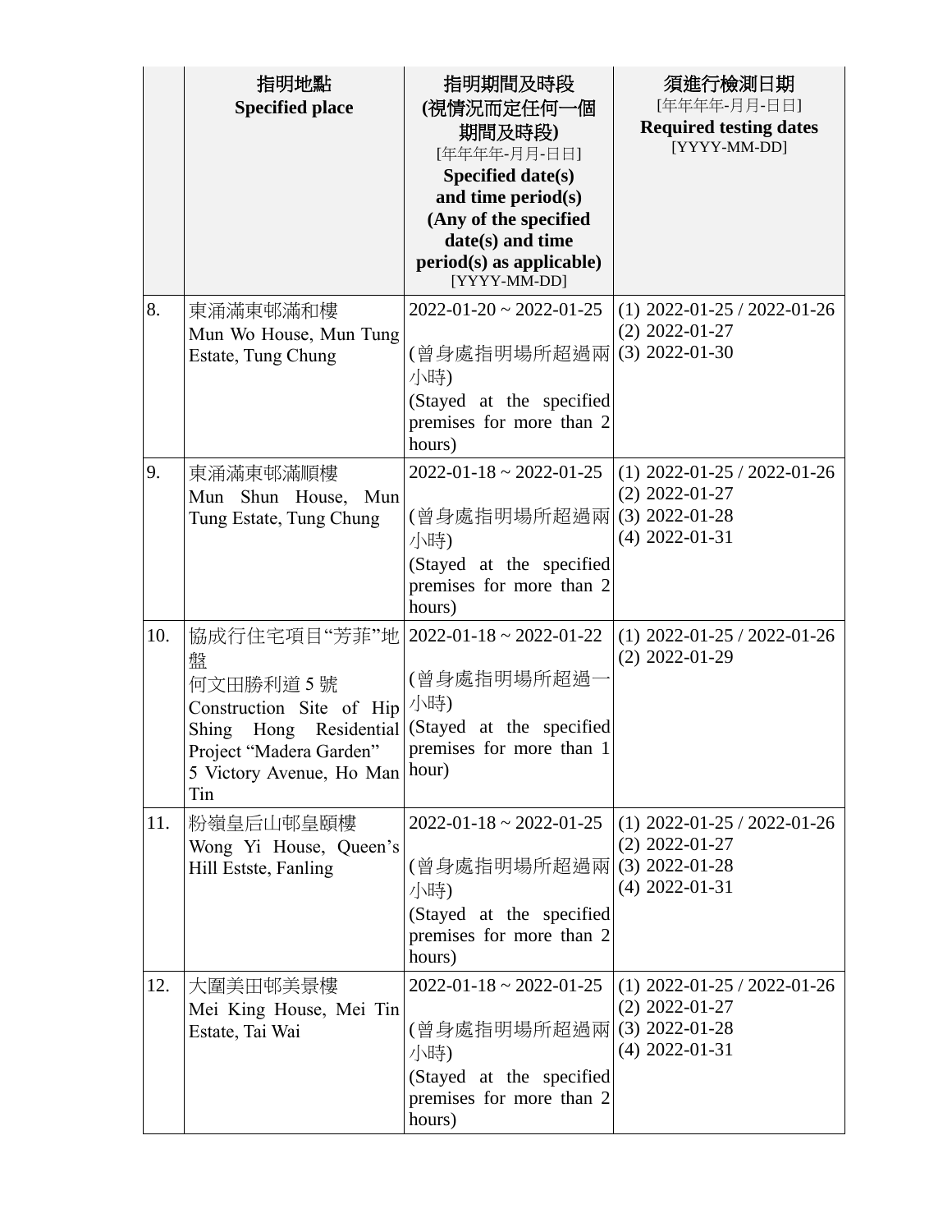| | 指明地點<br>**Specified place** | 指明期間及時段<br>**(視情況而定任何一個期間及時段)**<br>[年年年年-月月-日日]<br>**Specified date(s) and time period(s) (Any of the specified date(s) and time period(s) as applicable)**<br>[YYYY-MM-DD] | 須進行檢測日期<br>[年年年年-月月-日日]<br>**Required testing dates**<br>[YYYY-MM-DD] |
|---|---|---|---|
| 8. | 東涌滿東邨滿和樓<br>Mun Wo House, Mun Tung Estate, Tung Chung | 2022-01-20 ~ 2022-01-25<br><br>(曾身處指明場所超過兩小時)<br>(Stayed at the specified premises for more than 2 hours) | (1) 2022-01-25 / 2022-01-26<br>(2) 2022-01-27<br>(3) 2022-01-30 |
| 9. | 東涌滿東邨滿順樓<br>Mun Shun House, Mun Tung Estate, Tung Chung | 2022-01-18 ~ 2022-01-25<br><br>(曾身處指明場所超過兩小時)<br>(Stayed at the specified premises for more than 2 hours) | (1) 2022-01-25 / 2022-01-26<br>(2) 2022-01-27<br>(3) 2022-01-28<br>(4) 2022-01-31 |
| 10. | 協成行住宅項目"芳菲"地盤<br>何文田勝利道 5 號<br>Construction Site of Hip Shing Hong Residential Project "Madera Garden"<br>5 Victory Avenue, Ho Man Tin | 2022-01-18 ~ 2022-01-22<br><br>(曾身處指明場所超過一小時)<br>(Stayed at the specified premises for more than 1 hour) | (1) 2022-01-25 / 2022-01-26<br>(2) 2022-01-29 |
| 11. | 粉嶺皇后山邨皇頤樓<br>Wong Yi House, Queen's Hill Estste, Fanling | 2022-01-18 ~ 2022-01-25<br><br>(曾身處指明場所超過兩小時)<br>(Stayed at the specified premises for more than 2 hours) | (1) 2022-01-25 / 2022-01-26<br>(2) 2022-01-27<br>(3) 2022-01-28<br>(4) 2022-01-31 |
| 12. | 大圍美田邨美景樓<br>Mei King House, Mei Tin Estate, Tai Wai | 2022-01-18 ~ 2022-01-25<br><br>(曾身處指明場所超過兩小時)<br>(Stayed at the specified premises for more than 2 hours) | (1) 2022-01-25 / 2022-01-26<br>(2) 2022-01-27<br>(3) 2022-01-28<br>(4) 2022-01-31 |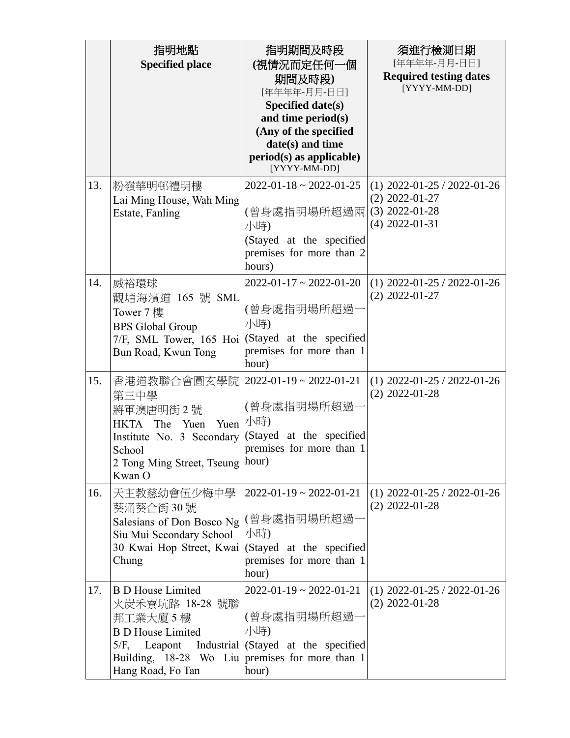| | 指明地點<br>**Specified place** | 指明期間及時段<br>**(視情況而定任何一個期間及時段)**<br>[年年年年-月月-日日]<br>**Specified date(s) and time period(s) (Any of the specified date(s) and time period(s) as applicable)**<br>[YYYY-MM-DD] | 須進行檢測日期<br>[年年年年-月月-日日]<br>**Required testing dates**<br>[YYYY-MM-DD] |
|---|---|---|---|
| 13. | 粉嶺華明邨禮明樓<br>Lai Ming House, Wah Ming Estate, Fanling | 2022-01-18 ~ 2022-01-25<br><br>(曾身處指明場所超過兩小時)<br>(Stayed at the specified premises for more than 2 hours) | (1) 2022-01-25 / 2022-01-26<br>(2) 2022-01-27<br>(3) 2022-01-28<br>(4) 2022-01-31 |
| 14. | 威裕環球<br>觀塘海濱道 165 號 SML Tower 7 樓<br>BPS Global Group<br>7/F, SML Tower, 165 Hoi Bun Road, Kwun Tong | 2022-01-17 ~ 2022-01-20<br><br>(曾身處指明場所超過一小時)<br>(Stayed at the specified premises for more than 1 hour) | (1) 2022-01-25 / 2022-01-26<br>(2) 2022-01-27 |
| 15. | 香港道教聯合會圓玄學院第三中學<br>將軍澳唐明街 2 號<br>HKTA The Yuen Yuen Institute No. 3 Secondary School<br>2 Tong Ming Street, Tseung Kwan O | 2022-01-19 ~ 2022-01-21<br><br>(曾身處指明場所超過一小時)<br>(Stayed at the specified premises for more than 1 hour) | (1) 2022-01-25 / 2022-01-26<br>(2) 2022-01-28 |
| 16. | 天主教慈幼會伍少梅中學<br>葵涌葵合街 30 號<br>Salesians of Don Bosco Ng Siu Mui Secondary School<br>30 Kwai Hop Street, Kwai Chung | 2022-01-19 ~ 2022-01-21<br><br>(曾身處指明場所超過一小時)<br>(Stayed at the specified premises for more than 1 hour) | (1) 2022-01-25 / 2022-01-26<br>(2) 2022-01-28 |
| 17. | B D House Limited<br>火炭禾寮坑路 18-28 號聯邦工業大廈 5 樓<br>B D House Limited<br>5/F, Leapont Industrial Building, 18-28 Wo Liu Hang Road, Fo Tan | 2022-01-19 ~ 2022-01-21<br><br>(曾身處指明場所超過一小時)<br>(Stayed at the specified premises for more than 1 hour) | (1) 2022-01-25 / 2022-01-26<br>(2) 2022-01-28 |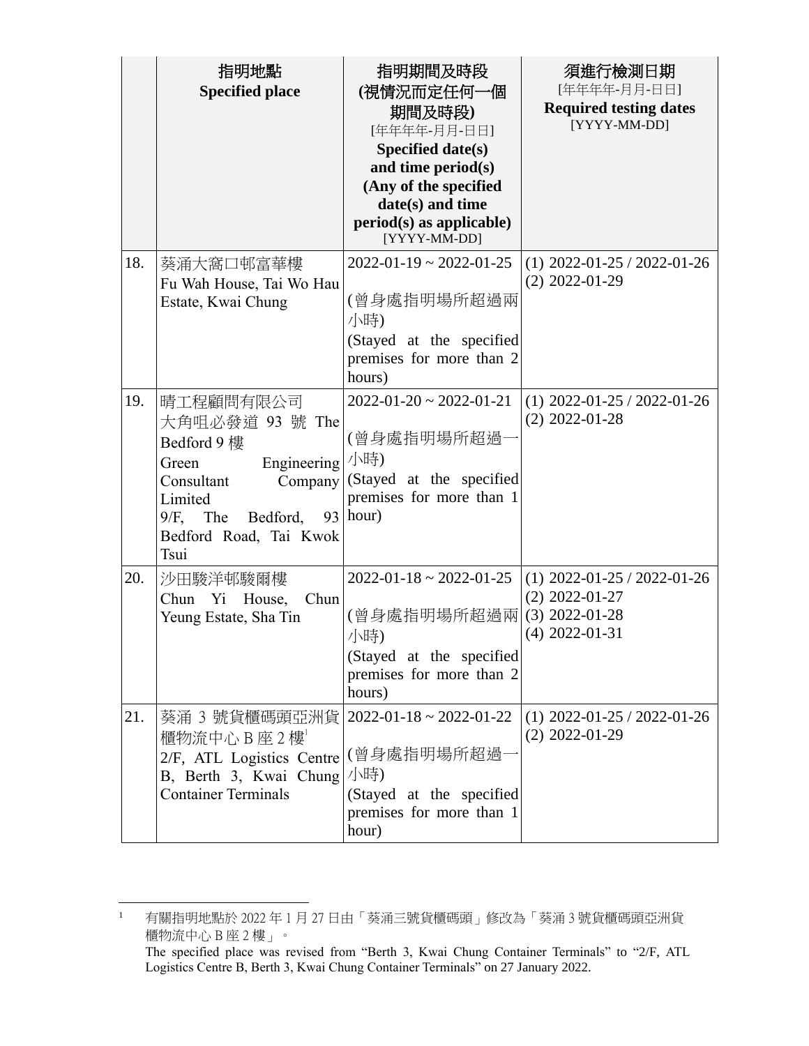| | 指明地點<br>**Specified place** | 指明期間及時段<br>**(視情況而定任何一個期間及時段)**<br>[年年年年-月月-日日]<br>**Specified date(s) and time period(s) (Any of the specified date(s) and time period(s) as applicable)**<br>[YYYY-MM-DD] | 須進行檢測日期<br>[年年年年-月月-日日]<br>**Required testing dates**<br>[YYYY-MM-DD] |
|---|---|---|---|
| 18. | 葵涌大窩口邨富華樓<br>Fu Wah House, Tai Wo Hau Estate, Kwai Chung | 2022-01-19 ~ 2022-01-25<br><br>(曾身處指明場所超過兩小時)<br>(Stayed at the specified premises for more than 2 hours) | (1) 2022-01-25 / 2022-01-26<br>(2) 2022-01-29 |
| 19. | 睛工程顧問有限公司<br>大角咀必發道 93 號 The Bedford 9 樓<br>Green Engineering Consultant Company Limited<br>9/F, The Bedford, 93 Bedford Road, Tai Kwok Tsui | 2022-01-20 ~ 2022-01-21<br><br>(曾身處指明場所超過一小時)<br>(Stayed at the specified premises for more than 1 hour) | (1) 2022-01-25 / 2022-01-26<br>(2) 2022-01-28 |
| 20. | 沙田駿洋邨駿爾樓<br>Chun Yi House, Chun Yeung Estate, Sha Tin | 2022-01-18 ~ 2022-01-25<br><br>(曾身處指明場所超過兩小時)<br>(Stayed at the specified premises for more than 2 hours) | (1) 2022-01-25 / 2022-01-26<br>(2) 2022-01-27<br>(3) 2022-01-28<br>(4) 2022-01-31 |
| 21. | 葵涌 3 號貨櫃碼頭亞洲貨櫃物流中心 B 座 2 樓[1]<br>2/F, ATL Logistics Centre B, Berth 3, Kwai Chung Container Terminals | 2022-01-18 ~ 2022-01-22<br><br>(曾身處指明場所超過一小時)<br>(Stayed at the specified premises for more than 1 hour) | (1) 2022-01-25 / 2022-01-26<br>(2) 2022-01-29 |

[1] 有關指明地點於 2022 年 1 月 27 日由「葵涌三號貨櫃碼頭」修改為「葵涌 3 號貨櫃碼頭亞洲貨櫃物流中心 B 座 2 樓」。
The specified place was revised from "Berth 3, Kwai Chung Container Terminals" to "2/F, ATL Logistics Centre B, Berth 3, Kwai Chung Container Terminals" on 27 January 2022.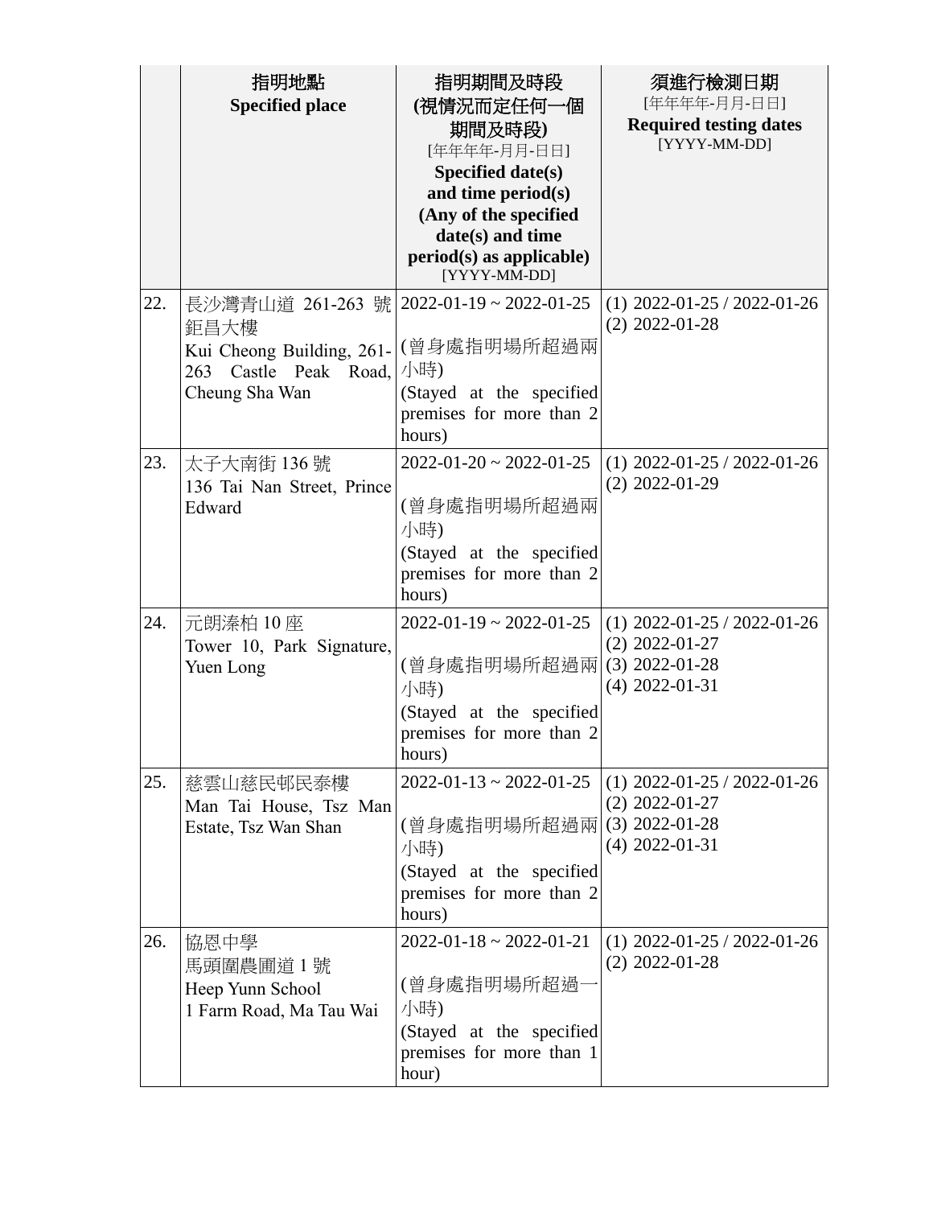| | 指明地點<br>**Specified place** | 指明期間及時段<br>**(視情況而定任何一個期間及時段)**<br>[年年年年-月月-日日]<br>**Specified date(s) and time period(s) (Any of the specified date(s) and time period(s) as applicable)**<br>[YYYY-MM-DD] | 須進行檢測日期<br>[年年年年-月月-日日]<br>**Required testing dates**<br>[YYYY-MM-DD] |
|---|---|---|---|
| 22. | 長沙灣青山道 261-263 號鉅昌大樓<br>Kui Cheong Building, 261-263 Castle Peak Road, Cheung Sha Wan | 2022-01-19 ~ 2022-01-25<br><br>(曾身處指明場所超過兩小時)<br>(Stayed at the specified premises for more than 2 hours) | (1) 2022-01-25 / 2022-01-26<br>(2) 2022-01-28 |
| 23. | 太子大南街 136 號<br>136 Tai Nan Street, Prince Edward | 2022-01-20 ~ 2022-01-25<br><br>(曾身處指明場所超過兩小時)<br>(Stayed at the specified premises for more than 2 hours) | (1) 2022-01-25 / 2022-01-26<br>(2) 2022-01-29 |
| 24. | 元朗溱柏 10 座<br>Tower 10, Park Signature, Yuen Long | 2022-01-19 ~ 2022-01-25<br><br>(曾身處指明場所超過兩小時)<br>(Stayed at the specified premises for more than 2 hours) | (1) 2022-01-25 / 2022-01-26<br>(2) 2022-01-27<br>(3) 2022-01-28<br>(4) 2022-01-31 |
| 25. | 慈雲山慈民邨民泰樓<br>Man Tai House, Tsz Man Estate, Tsz Wan Shan | 2022-01-13 ~ 2022-01-25<br><br>(曾身處指明場所超過兩小時)<br>(Stayed at the specified premises for more than 2 hours) | (1) 2022-01-25 / 2022-01-26<br>(2) 2022-01-27<br>(3) 2022-01-28<br>(4) 2022-01-31 |
| 26. | 協恩中學<br>馬頭圍農圃道 1 號<br>Heep Yunn School<br>1 Farm Road, Ma Tau Wai | 2022-01-18 ~ 2022-01-21<br><br>(曾身處指明場所超過一小時)<br>(Stayed at the specified premises for more than 1 hour) | (1) 2022-01-25 / 2022-01-26<br>(2) 2022-01-28 |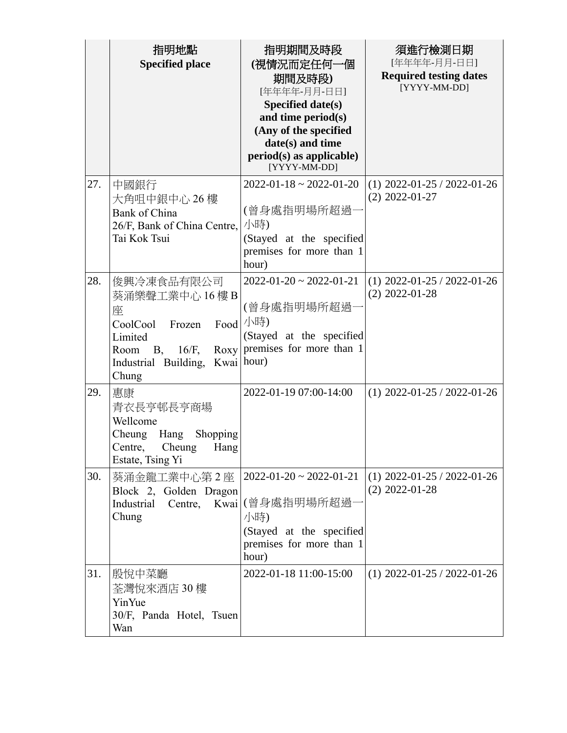| | 指明地點<br>**Specified place** | 指明期間及時段<br>**(視情況而定任何一個期間及時段)**<br>[年年年年-月月-日日]<br>**Specified date(s) and time period(s) (Any of the specified date(s) and time period(s) as applicable)**<br>[YYYY-MM-DD] | 須進行檢測日期<br>[年年年年-月月-日日]<br>**Required testing dates**<br>[YYYY-MM-DD] |
|---|---|---|---|
| 27. | 中國銀行<br>大角咀中銀中心 26 樓<br>Bank of China<br>26/F, Bank of China Centre, Tai Kok Tsui | 2022-01-18 ~ 2022-01-20<br><br>(曾身處指明場所超過一小時)<br>(Stayed at the specified premises for more than 1 hour) | (1) 2022-01-25 / 2022-01-26<br>(2) 2022-01-27 |
| 28. | 俊興冷凍食品有限公司<br>葵涌樂聲工業中心 16 樓 B 座<br>CoolCool Frozen Food Limited<br>Room B, 16/F, Roxy Industrial Building, Kwai Chung | 2022-01-20 ~ 2022-01-21<br><br>(曾身處指明場所超過一小時)<br>(Stayed at the specified premises for more than 1 hour) | (1) 2022-01-25 / 2022-01-26<br>(2) 2022-01-28 |
| 29. | 惠康<br>青衣長亨邨長亨商場<br>Wellcome<br>Cheung Hang Shopping Centre, Cheung Hang Estate, Tsing Yi | 2022-01-19 07:00-14:00 | (1) 2022-01-25 / 2022-01-26 |
| 30. | 葵涌金龍工業中心第 2 座<br>Block 2, Golden Dragon Industrial Centre, Kwai Chung | 2022-01-20 ~ 2022-01-21<br><br>(曾身處指明場所超過一小時)<br>(Stayed at the specified premises for more than 1 hour) | (1) 2022-01-25 / 2022-01-26<br>(2) 2022-01-28 |
| 31. | 殷悅中菜廳<br>荃灣悅來酒店 30 樓<br>YinYue<br>30/F, Panda Hotel, Tsuen Wan | 2022-01-18 11:00-15:00 | (1) 2022-01-25 / 2022-01-26 |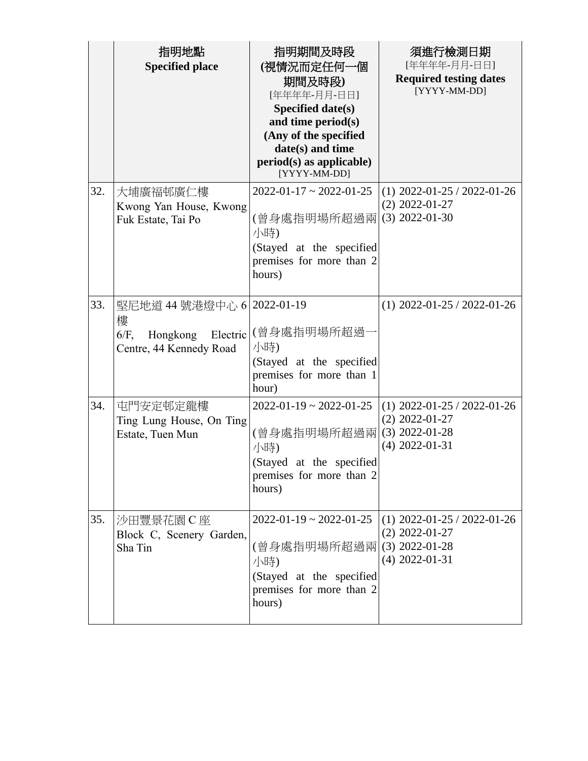| | 指明地點<br>**Specified place** | 指明期間及時段<br>**(視情況而定任何一個期間及時段)**<br>[年年年年-月月-日日]<br>**Specified date(s) and time period(s) (Any of the specified date(s) and time period(s) as applicable)**<br>[YYYY-MM-DD] | 須進行檢測日期<br>[年年年年-月月-日日]<br>**Required testing dates**<br>[YYYY-MM-DD] |
|---|---|---|---|
| 32. | 大埔廣福邨廣仁樓<br>Kwong Yan House, Kwong Fuk Estate, Tai Po | 2022-01-17 ~ 2022-01-25<br><br>(曾身處指明場所超過兩小時)<br>(Stayed at the specified premises for more than 2 hours) | (1) 2022-01-25 / 2022-01-26<br>(2) 2022-01-27<br>(3) 2022-01-30 |
| 33. | 堅尼地道 44 號港燈中心 6 樓<br>6/F, Hongkong Electric Centre, 44 Kennedy Road | 2022-01-19<br><br>(曾身處指明場所超過一小時)<br>(Stayed at the specified premises for more than 1 hour) | (1) 2022-01-25 / 2022-01-26 |
| 34. | 屯門安定邨定龍樓<br>Ting Lung House, On Ting Estate, Tuen Mun | 2022-01-19 ~ 2022-01-25<br><br>(曾身處指明場所超過兩小時)<br>(Stayed at the specified premises for more than 2 hours) | (1) 2022-01-25 / 2022-01-26<br>(2) 2022-01-27<br>(3) 2022-01-28<br>(4) 2022-01-31 |
| 35. | 沙田豐景花園 C 座<br>Block C, Scenery Garden, Sha Tin | 2022-01-19 ~ 2022-01-25<br><br>(曾身處指明場所超過兩小時)<br>(Stayed at the specified premises for more than 2 hours) | (1) 2022-01-25 / 2022-01-26<br>(2) 2022-01-27<br>(3) 2022-01-28<br>(4) 2022-01-31 |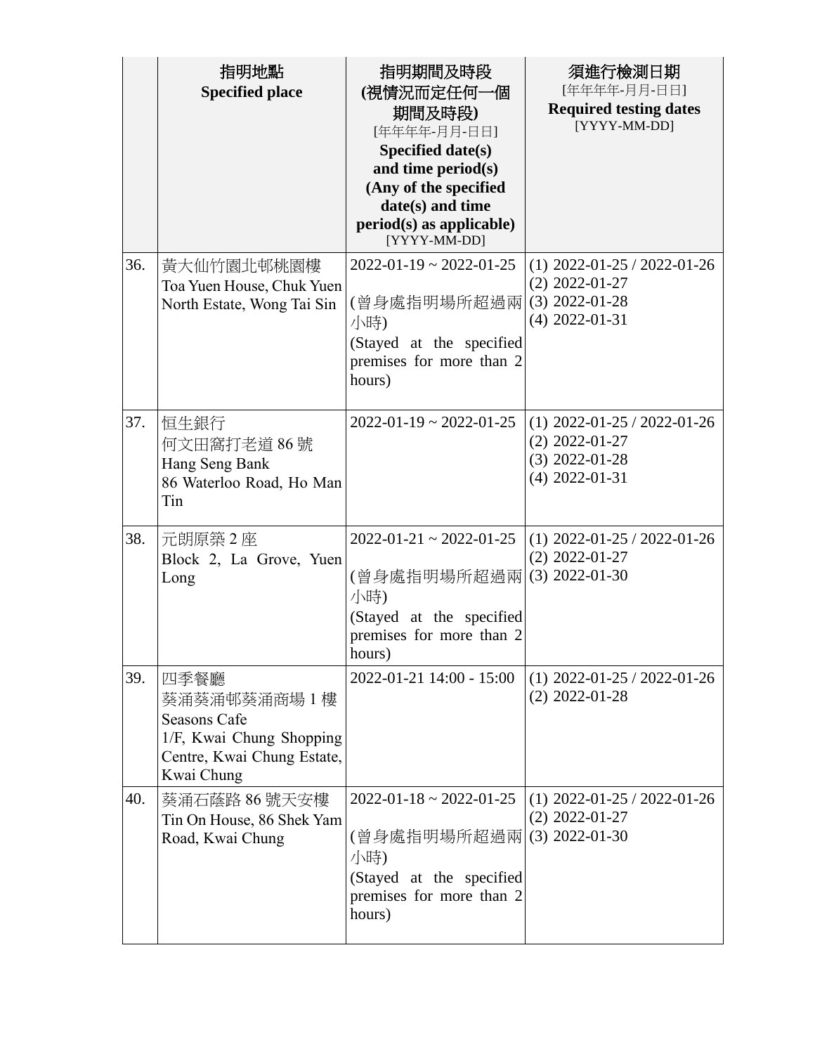| | 指明地點<br>**Specified place** | 指明期間及時段<br>**(視情況而定任何一個期間及時段)**<br>[年年年年-月月-日日]<br>**Specified date(s) and time period(s) (Any of the specified date(s) and time period(s) as applicable)**<br>[YYYY-MM-DD] | 須進行檢測日期<br>[年年年年-月月-日日]<br>**Required testing dates**<br>[YYYY-MM-DD] |
|---|---|---|---|
| 36. | 黃大仙竹園北邨桃園樓<br>Toa Yuen House, Chuk Yuen North Estate, Wong Tai Sin | 2022-01-19 ~ 2022-01-25<br><br>(曾身處指明場所超過兩小時)<br>(Stayed at the specified premises for more than 2 hours) | (1) 2022-01-25 / 2022-01-26<br>(2) 2022-01-27<br>(3) 2022-01-28<br>(4) 2022-01-31 |
| 37. | 恒生銀行<br>何文田窩打老道 86 號<br>Hang Seng Bank<br>86 Waterloo Road, Ho Man Tin | 2022-01-19 ~ 2022-01-25 | (1) 2022-01-25 / 2022-01-26<br>(2) 2022-01-27<br>(3) 2022-01-28<br>(4) 2022-01-31 |
| 38. | 元朗原築 2 座<br>Block 2, La Grove, Yuen Long | 2022-01-21 ~ 2022-01-25<br><br>(曾身處指明場所超過兩小時)<br>(Stayed at the specified premises for more than 2 hours) | (1) 2022-01-25 / 2022-01-26<br>(2) 2022-01-27<br>(3) 2022-01-30 |
| 39. | 四季餐廳<br>葵涌葵涌邨葵涌商場 1 樓<br>Seasons Cafe<br>1/F, Kwai Chung Shopping Centre, Kwai Chung Estate, Kwai Chung | 2022-01-21 14:00 - 15:00 | (1) 2022-01-25 / 2022-01-26<br>(2) 2022-01-28 |
| 40. | 葵涌石蔭路 86 號天安樓<br>Tin On House, 86 Shek Yam Road, Kwai Chung | 2022-01-18 ~ 2022-01-25<br><br>(曾身處指明場所超過兩小時)<br>(Stayed at the specified premises for more than 2 hours) | (1) 2022-01-25 / 2022-01-26<br>(2) 2022-01-27<br>(3) 2022-01-30 |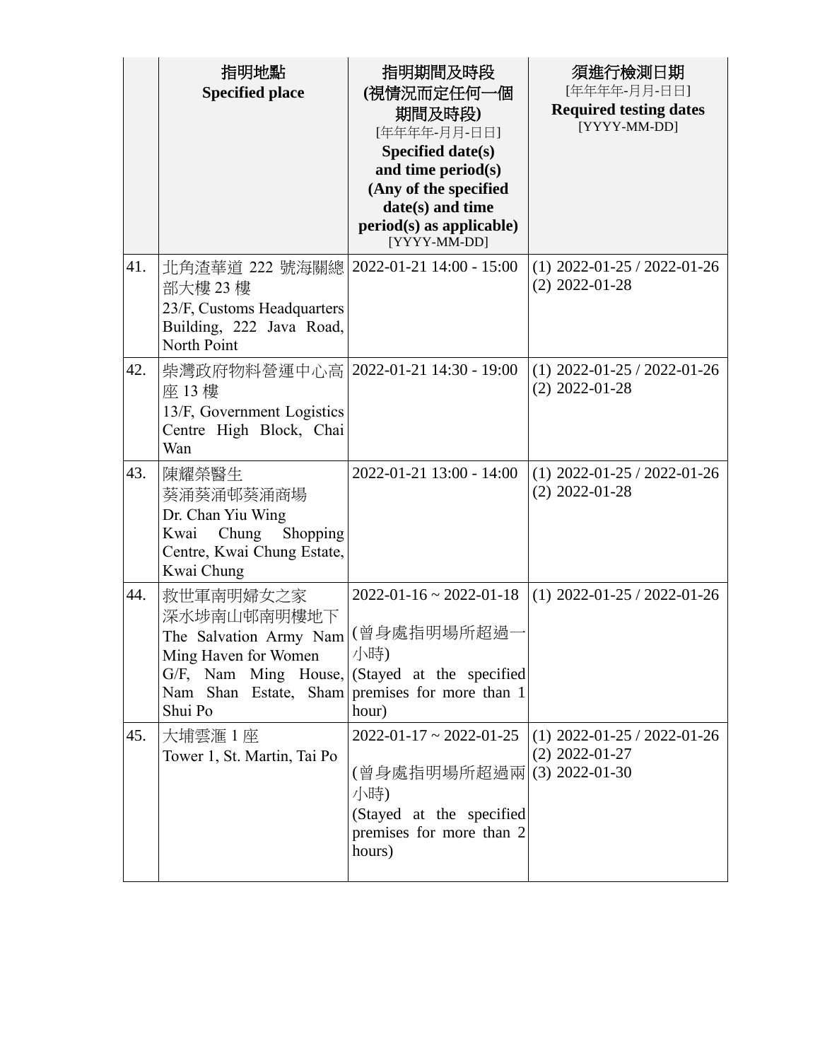| | 指明地點<br>**Specified place** | 指明期間及時段<br>**(視情況而定任何一個期間及時段)**<br>[年年年年-月月-日日]<br>**Specified date(s) and time period(s) (Any of the specified date(s) and time period(s) as applicable)**<br>[YYYY-MM-DD] | 須進行檢測日期<br>[年年年年-月月-日日]<br>**Required testing dates**<br>[YYYY-MM-DD] |
|---|---|---|---|
| 41. | 北角渣華道 222 號海關總部大樓 23 樓<br>23/F, Customs Headquarters Building, 222 Java Road, North Point | 2022-01-21 14:00 - 15:00 | (1) 2022-01-25 / 2022-01-26<br>(2) 2022-01-28 |
| 42. | 柴灣政府物料營運中心高座 13 樓<br>13/F, Government Logistics Centre High Block, Chai Wan | 2022-01-21 14:30 - 19:00 | (1) 2022-01-25 / 2022-01-26<br>(2) 2022-01-28 |
| 43. | 陳耀榮醫生<br>葵涌葵涌邨葵涌商場<br>Dr. Chan Yiu Wing<br>Kwai Chung Shopping Centre, Kwai Chung Estate, Kwai Chung | 2022-01-21 13:00 - 14:00 | (1) 2022-01-25 / 2022-01-26<br>(2) 2022-01-28 |
| 44. | 救世軍南明婦女之家<br>深水埗南山邨南明樓地下<br>The Salvation Army Nam Ming Haven for Women<br>G/F, Nam Ming House, Nam Shan Estate, Sham Shui Po | 2022-01-16 ~ 2022-01-18<br><br>(曾身處指明場所超過一小時)<br>(Stayed at the specified premises for more than 1 hour) | (1) 2022-01-25 / 2022-01-26 |
| 45. | 大埔雲滙 1 座<br>Tower 1, St. Martin, Tai Po | 2022-01-17 ~ 2022-01-25<br><br>(曾身處指明場所超過兩小時)<br>(Stayed at the specified premises for more than 2 hours) | (1) 2022-01-25 / 2022-01-26<br>(2) 2022-01-27<br>(3) 2022-01-30 |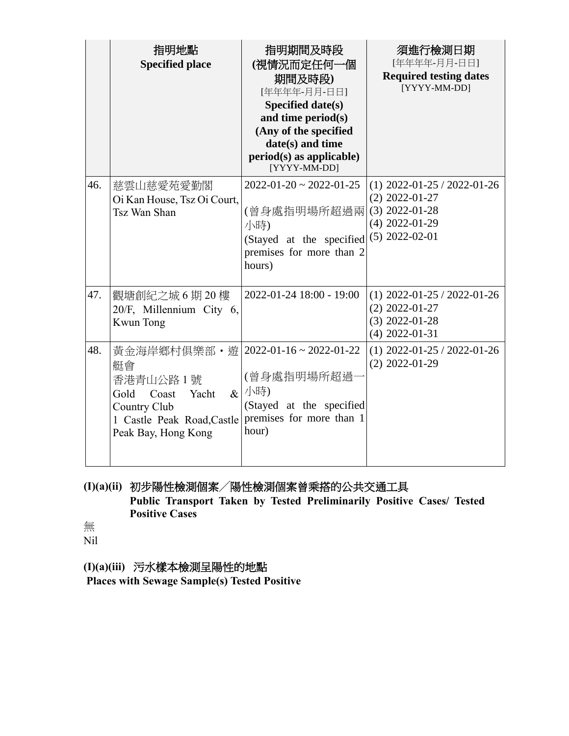| | 指明地點<br>Specified place | 指明期間及時段<br>(視情況而定任何一個期間及時段)<br>[年年年年-月月-日日]<br>Specified date(s) and time period(s) (Any of the specified date(s) and time period(s) as applicable)<br>[YYYY-MM-DD] | 須進行檢測日期<br>[年年年年-月月-日日]<br>Required testing dates<br>[YYYY-MM-DD] |
|---|---|---|---|
| 46. | 慈雲山慈愛苑愛勤閣<br>Oi Kan House, Tsz Oi Court, Tsz Wan Shan | 2022-01-20 ~ 2022-01-25<br><br>(曾身處指明場所超過兩小時)<br>(Stayed at the specified premises for more than 2 hours) | (1) 2022-01-25 / 2022-01-26<br>(2) 2022-01-27<br>(3) 2022-01-28<br>(4) 2022-01-29<br>(5) 2022-02-01 |
| 47. | 觀塘創紀之城 6 期 20 樓<br>20/F, Millennium City 6, Kwun Tong | 2022-01-24 18:00 - 19:00 | (1) 2022-01-25 / 2022-01-26<br>(2) 2022-01-27<br>(3) 2022-01-28<br>(4) 2022-01-31 |
| 48. | 黃金海岸鄉村俱樂部・遊艇會<br>香港青山公路 1 號<br>Gold Coast Yacht & Country Club<br>1 Castle Peak Road,Castle Peak Bay, Hong Kong | 2022-01-16 ~ 2022-01-22<br><br>(曾身處指明場所超過一小時)<br>(Stayed at the specified premises for more than 1 hour) | (1) 2022-01-25 / 2022-01-26<br>(2) 2022-01-29 |

**(I)(a)(ii) 初步陽性檢測個案／陽性檢測個案曾乘搭的公共交通工具**
**Public Transport Taken by Tested Preliminarily Positive Cases/ Tested Positive Cases**

無
Nil

**(I)(a)(iii) 污水樣本檢測呈陽性的地點**
**Places with Sewage Sample(s) Tested Positive**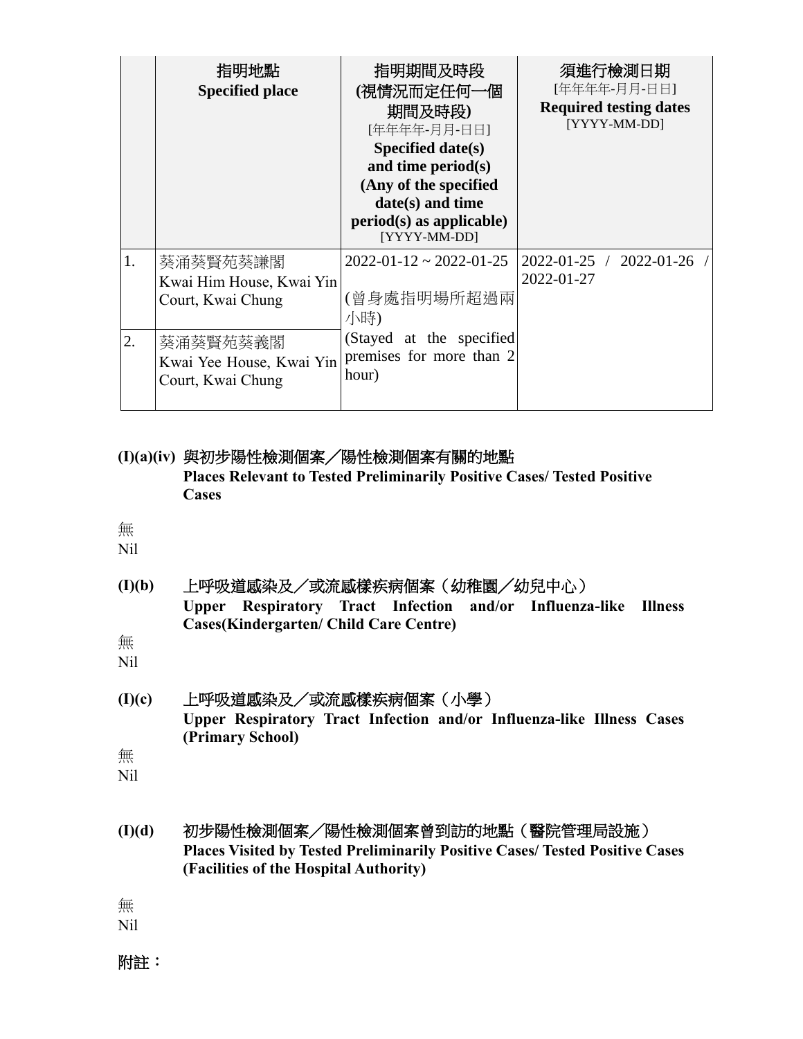| | 指明地點<br>**Specified place** | 指明期間及時段<br>**(視情況而定任何一個期間及時段)**<br>[年年年年-月月-日日]<br>**Specified date(s) and time period(s) (Any of the specified date(s) and time period(s) as applicable)**<br>[YYYY-MM-DD] | 須進行檢測日期<br>[年年年年-月月-日日]<br>**Required testing dates**<br>[YYYY-MM-DD] |
|---|---|---|---|
| 1. | 葵涌葵賢苑葵謙閣<br>Kwai Him House, Kwai Yin Court, Kwai Chung | 2022-01-12 ~ 2022-01-25<br><br>(曾身處指明場所超過兩小時)<br>(Stayed at the specified premises for more than 2 hour) | 2022-01-25 / 2022-01-26 / 2022-01-27 |
| 2. | 葵涌葵賢苑葵義閣<br>Kwai Yee House, Kwai Yin Court, Kwai Chung | | |

**(I)(a)(iv)** 與初步陽性檢測個案／陽性檢測個案有關的地點
**Places Relevant to Tested Preliminarily Positive Cases/ Tested Positive Cases**

無
Nil

**(I)(b)** 上呼吸道感染及／或流感樣疾病個案（幼稚園／幼兒中心）
**Upper Respiratory Tract Infection and/or Influenza-like Illness Cases(Kindergarten/ Child Care Centre)**

無
Nil

**(I)(c)** 上呼吸道感染及／或流感樣疾病個案（小學）
**Upper Respiratory Tract Infection and/or Influenza-like Illness Cases (Primary School)**

無
Nil

**(I)(d)** 初步陽性檢測個案／陽性檢測個案曾到訪的地點（醫院管理局設施）
**Places Visited by Tested Preliminarily Positive Cases/ Tested Positive Cases (Facilities of the Hospital Authority)**

無
Nil

**附註：**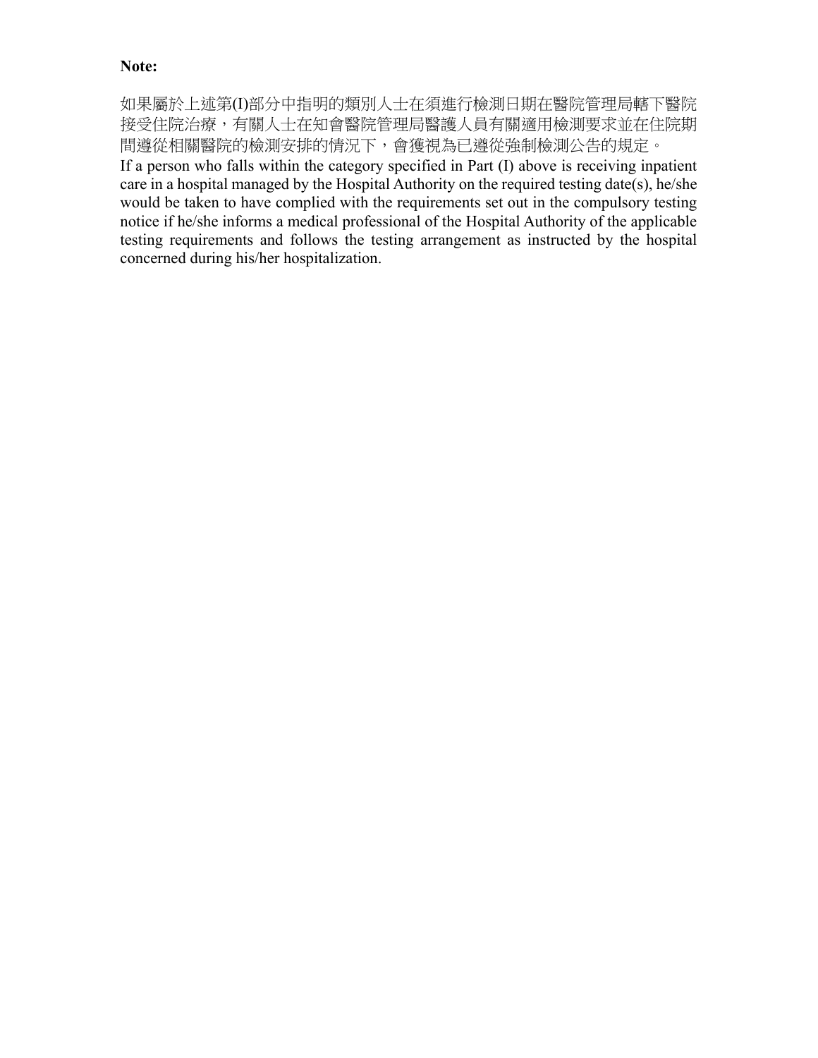**Note:**

如果屬於上述第(I)部分中指明的類別人士在須進行檢測日期在醫院管理局轄下醫院接受住院治療，有關人士在知會醫院管理局醫護人員有關適用檢測要求並在住院期間遵從相關醫院的檢測安排的情況下，會獲視為已遵從強制檢測公告的規定。

If a person who falls within the category specified in Part (I) above is receiving inpatient care in a hospital managed by the Hospital Authority on the required testing date(s), he/she would be taken to have complied with the requirements set out in the compulsory testing notice if he/she informs a medical professional of the Hospital Authority of the applicable testing requirements and follows the testing arrangement as instructed by the hospital concerned during his/her hospitalization.